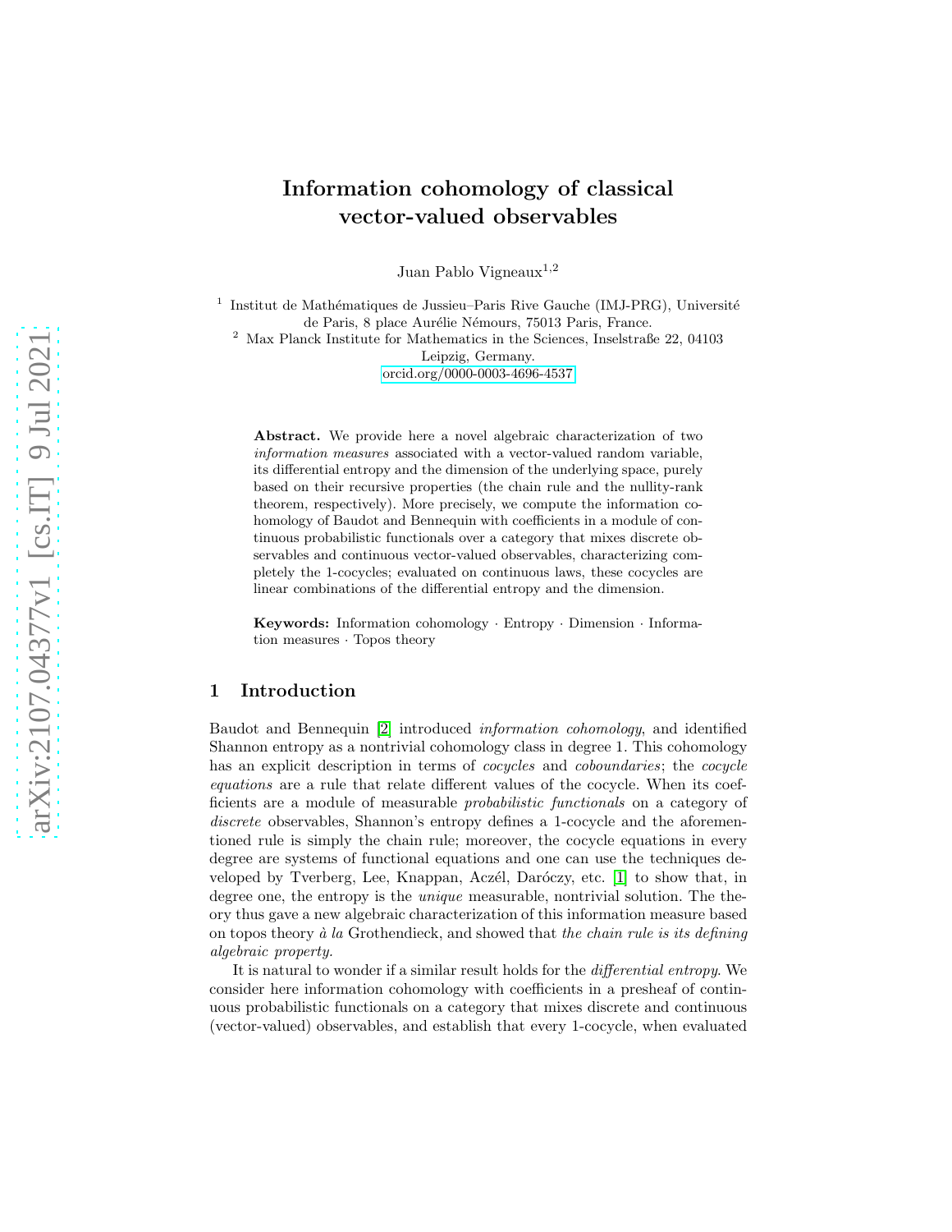# Information cohomology of classical vector-valued observables

Juan Pablo Vigneaux[1,2]

[1] Institut de Mathématiques de Jussieu–Paris Rive Gauche (IMJ-PRG), Université de Paris, 8 place Aurélie Némours, 75013 Paris, France.

[2] Max Planck Institute for Mathematics in the Sciences, Inselstraße 22, 04103 Leipzig, Germany.

orcid.org/0000-0003-4696-4537

**Abstract.** We provide here a novel algebraic characterization of two *information measures* associated with a vector-valued random variable, its differential entropy and the dimension of the underlying space, purely based on their recursive properties (the chain rule and the nullity-rank theorem, respectively). More precisely, we compute the information cohomology of Baudot and Bennequin with coefficients in a module of continuous probabilistic functionals over a category that mixes discrete observables and continuous vector-valued observables, characterizing completely the 1-cocycles; evaluated on continuous laws, these cocycles are linear combinations of the differential entropy and the dimension.

**Keywords:** Information cohomology · Entropy · Dimension · Information measures · Topos theory

## 1 Introduction

Baudot and Bennequin [2] introduced *information cohomology*, and identified Shannon entropy as a nontrivial cohomology class in degree 1. This cohomology has an explicit description in terms of *cocycles* and *coboundaries*; the *cocycle equations* are a rule that relate different values of the cocycle. When its coefficients are a module of measurable *probabilistic functionals* on a category of *discrete* observables, Shannon's entropy defines a 1-cocycle and the aforementioned rule is simply the chain rule; moreover, the cocycle equations in every degree are systems of functional equations and one can use the techniques developed by Tverberg, Lee, Knappan, Aczél, Daróczy, etc. [1] to show that, in degree one, the entropy is the *unique* measurable, nontrivial solution. The theory thus gave a new algebraic characterization of this information measure based on topos theory *à la* Grothendieck, and showed that *the chain rule is its defining algebraic property.*

It is natural to wonder if a similar result holds for the *differential entropy*. We consider here information cohomology with coefficients in a presheaf of continuous probabilistic functionals on a category that mixes discrete and continuous (vector-valued) observables, and establish that every 1-cocycle, when evaluated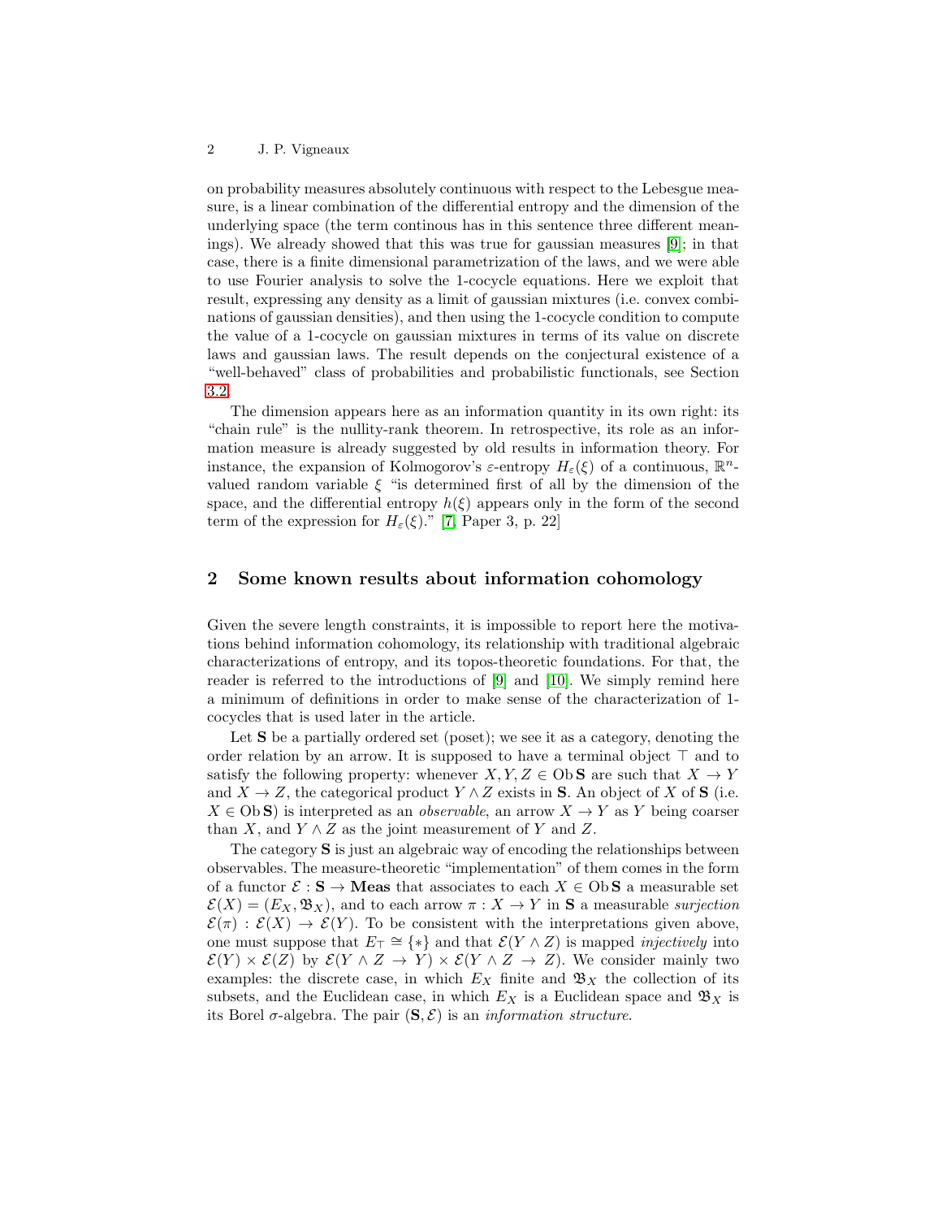on probability measures absolutely continuous with respect to the Lebesgue measure, is a linear combination of the differential entropy and the dimension of the underlying space (the term continous has in this sentence three different meanings). We already showed that this was true for gaussian measures [9]; in that case, there is a finite dimensional parametrization of the laws, and we were able to use Fourier analysis to solve the 1-cocycle equations. Here we exploit that result, expressing any density as a limit of gaussian mixtures (i.e. convex combinations of gaussian densities), and then using the 1-cocycle condition to compute the value of a 1-cocycle on gaussian mixtures in terms of its value on discrete laws and gaussian laws. The result depends on the conjectural existence of a "well-behaved" class of probabilities and probabilistic functionals, see Section 3.2.

The dimension appears here as an information quantity in its own right: its "chain rule" is the nullity-rank theorem. In retrospective, its role as an information measure is already suggested by old results in information theory. For instance, the expansion of Kolmogorov's $\varepsilon$-entropy $H_\varepsilon(\xi)$ of a continuous, $\mathbb{R}^n$-valued random variable $\xi$ "is determined first of all by the dimension of the space, and the differential entropy $h(\xi)$ appears only in the form of the second term of the expression for $H_\varepsilon(\xi)$." [7, Paper 3, p. 22]

## 2 Some known results about information cohomology

Given the severe length constraints, it is impossible to report here the motivations behind information cohomology, its relationship with traditional algebraic characterizations of entropy, and its topos-theoretic foundations. For that, the reader is referred to the introductions of [9] and [10]. We simply remind here a minimum of definitions in order to make sense of the characterization of 1-cocycles that is used later in the article.

Let $\mathbf{S}$ be a partially ordered set (poset); we see it as a category, denoting the order relation by an arrow. It is supposed to have a terminal object $\top$ and to satisfy the following property: whenever $X, Y, Z \in \operatorname{Ob} \mathbf{S}$ are such that $X \to Y$ and $X \to Z$, the categorical product $Y \wedge Z$ exists in $\mathbf{S}$. An object of $X$ of $\mathbf{S}$ (i.e. $X \in \operatorname{Ob} \mathbf{S}$) is interpreted as an *observable*, an arrow $X \to Y$ as $Y$ being coarser than $X$, and $Y \wedge Z$ as the joint measurement of $Y$ and $Z$.

The category $\mathbf{S}$ is just an algebraic way of encoding the relationships between observables. The measure-theoretic "implementation" of them comes in the form of a functor $\mathcal{E} : \mathbf{S} \to \mathbf{Meas}$ that associates to each $X \in \operatorname{Ob} \mathbf{S}$ a measurable set $\mathcal{E}(X) = (E_X, \mathfrak{B}_X)$, and to each arrow $\pi : X \to Y$ in $\mathbf{S}$ a measurable *surjection* $\mathcal{E}(\pi) : \mathcal{E}(X) \to \mathcal{E}(Y)$. To be consistent with the interpretations given above, one must suppose that $E_\top \cong \{*\}$ and that $\mathcal{E}(Y \wedge Z)$ is mapped *injectively* into $\mathcal{E}(Y) \times \mathcal{E}(Z)$ by $\mathcal{E}(Y \wedge Z \to Y) \times \mathcal{E}(Y \wedge Z \to Z)$. We consider mainly two examples: the discrete case, in which $E_X$ finite and $\mathfrak{B}_X$ the collection of its subsets, and the Euclidean case, in which $E_X$ is a Euclidean space and $\mathfrak{B}_X$ is its Borel $\sigma$-algebra. The pair $(\mathbf{S}, \mathcal{E})$ is an *information structure*.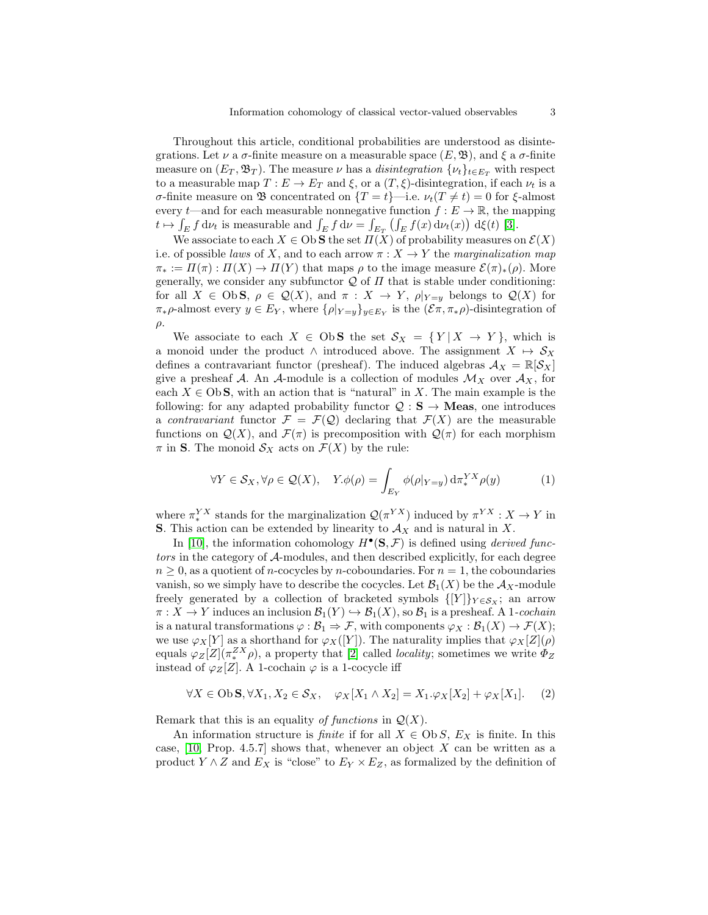Throughout this article, conditional probabilities are understood as disintegrations. Let $\nu$ a $\sigma$-finite measure on a measurable space $(E, \mathfrak{B})$, and $\xi$ a $\sigma$-finite measure on $(E_T, \mathfrak{B}_T)$. The measure $\nu$ has a *disintegration* $\{\nu_t\}_{t\in E_T}$ with respect to a measurable map $T : E \to E_T$ and $\xi$, or a $(T, \xi)$-disintegration, if each $\nu_t$ is a $\sigma$-finite measure on $\mathfrak{B}$ concentrated on $\{T = t\}$—i.e. $\nu_t(T \neq t) = 0$ for $\xi$-almost every $t$—and for each measurable nonnegative function $f : E \to \mathbb{R}$, the mapping $t \mapsto \int_E f \,\mathrm{d}\nu_t$ is measurable and $\int_E f \,\mathrm{d}\nu = \int_{E_T} \left(\int_E f(x) \,\mathrm{d}\nu_t(x)\right) \mathrm{d}\xi(t)$ [3].

We associate to each $X \in \operatorname{Ob} \mathbf{S}$ the set $\Pi(X)$ of probability measures on $\mathcal{E}(X)$ i.e. of possible *laws* of $X$, and to each arrow $\pi : X \to Y$ the *marginalization map* $\pi_* := \Pi(\pi) : \Pi(X) \to \Pi(Y)$ that maps $\rho$ to the image measure $\mathcal{E}(\pi)_*(\rho)$. More generally, we consider any subfunctor $\mathcal{Q}$ of $\Pi$ that is stable under conditioning: for all $X \in \operatorname{Ob} \mathbf{S}$, $\rho \in \mathcal{Q}(X)$, and $\pi : X \to Y$, $\rho|_{Y=y}$ belongs to $\mathcal{Q}(X)$ for $\pi_*\rho$-almost every $y \in E_Y$, where $\{\rho|_{Y=y}\}_{y\in E_Y}$ is the $(\mathcal{E}\pi, \pi_*\rho)$-disintegration of $\rho$.

We associate to each $X \in \operatorname{Ob} \mathbf{S}$ the set $\mathcal{S}_X = \{\, Y \,|\, X \to Y \,\}$, which is a monoid under the product $\wedge$ introduced above. The assignment $X \mapsto \mathcal{S}_X$ defines a contravariant functor (presheaf). The induced algebras $\mathcal{A}_X = \mathbb{R}[\mathcal{S}_X]$ give a presheaf $\mathcal{A}$. An $\mathcal{A}$-module is a collection of modules $\mathcal{M}_X$ over $\mathcal{A}_X$, for each $X \in \operatorname{Ob} \mathbf{S}$, with an action that is "natural" in $X$. The main example is the following: for any adapted probability functor $\mathcal{Q} : \mathbf{S} \to \mathbf{Meas}$, one introduces a *contravariant* functor $\mathcal{F} = \mathcal{F}(\mathcal{Q})$ declaring that $\mathcal{F}(X)$ are the measurable functions on $\mathcal{Q}(X)$, and $\mathcal{F}(\pi)$ is precomposition with $\mathcal{Q}(\pi)$ for each morphism $\pi$ in $\mathbf{S}$. The monoid $\mathcal{S}_X$ acts on $\mathcal{F}(X)$ by the rule:

$$\forall Y \in \mathcal{S}_X, \forall \rho \in \mathcal{Q}(X), \quad Y.\phi(\rho) = \int_{E_Y} \phi(\rho|_{Y=y}) \,\mathrm{d}\pi_*^{YX}\rho(y) \tag{1}$$

where $\pi_*^{YX}$ stands for the marginalization $\mathcal{Q}(\pi^{YX})$ induced by $\pi^{YX} : X \to Y$ in $\mathbf{S}$. This action can be extended by linearity to $\mathcal{A}_X$ and is natural in $X$.

In [10], the information cohomology $H^\bullet(\mathbf{S}, \mathcal{F})$ is defined using *derived functors* in the category of $\mathcal{A}$-modules, and then described explicitly, for each degree $n \geq 0$, as a quotient of $n$-cocycles by $n$-coboundaries. For $n = 1$, the coboundaries vanish, so we simply have to describe the cocycles. Let $\mathcal{B}_1(X)$ be the $\mathcal{A}_X$-module freely generated by a collection of bracketed symbols $\{[Y]\}_{Y\in\mathcal{S}_X}$; an arrow $\pi : X \to Y$ induces an inclusion $\mathcal{B}_1(Y) \hookrightarrow \mathcal{B}_1(X)$, so $\mathcal{B}_1$ is a presheaf. A 1-*cochain* is a natural transformations $\varphi : \mathcal{B}_1 \Rightarrow \mathcal{F}$, with components $\varphi_X : \mathcal{B}_1(X) \to \mathcal{F}(X)$; we use $\varphi_X[Y]$ as a shorthand for $\varphi_X([Y])$. The naturality implies that $\varphi_X[Z](\rho)$ equals $\varphi_Z[Z](\pi_*^{ZX}\rho)$, a property that [2] called *locality*; sometimes we write $\Phi_Z$ instead of $\varphi_Z[Z]$. A 1-cochain $\varphi$ is a 1-cocycle iff

$$\forall X \in \operatorname{Ob} \mathbf{S}, \forall X_1, X_2 \in \mathcal{S}_X, \quad \varphi_X[X_1 \wedge X_2] = X_1.\varphi_X[X_2] + \varphi_X[X_1]. \tag{2}$$

Remark that this is an equality *of functions* in $\mathcal{Q}(X)$.

An information structure is *finite* if for all $X \in \operatorname{Ob} S$, $E_X$ is finite. In this case, [10, Prop. 4.5.7] shows that, whenever an object $X$ can be written as a product $Y \wedge Z$ and $E_X$ is "close" to $E_Y \times E_Z$, as formalized by the definition of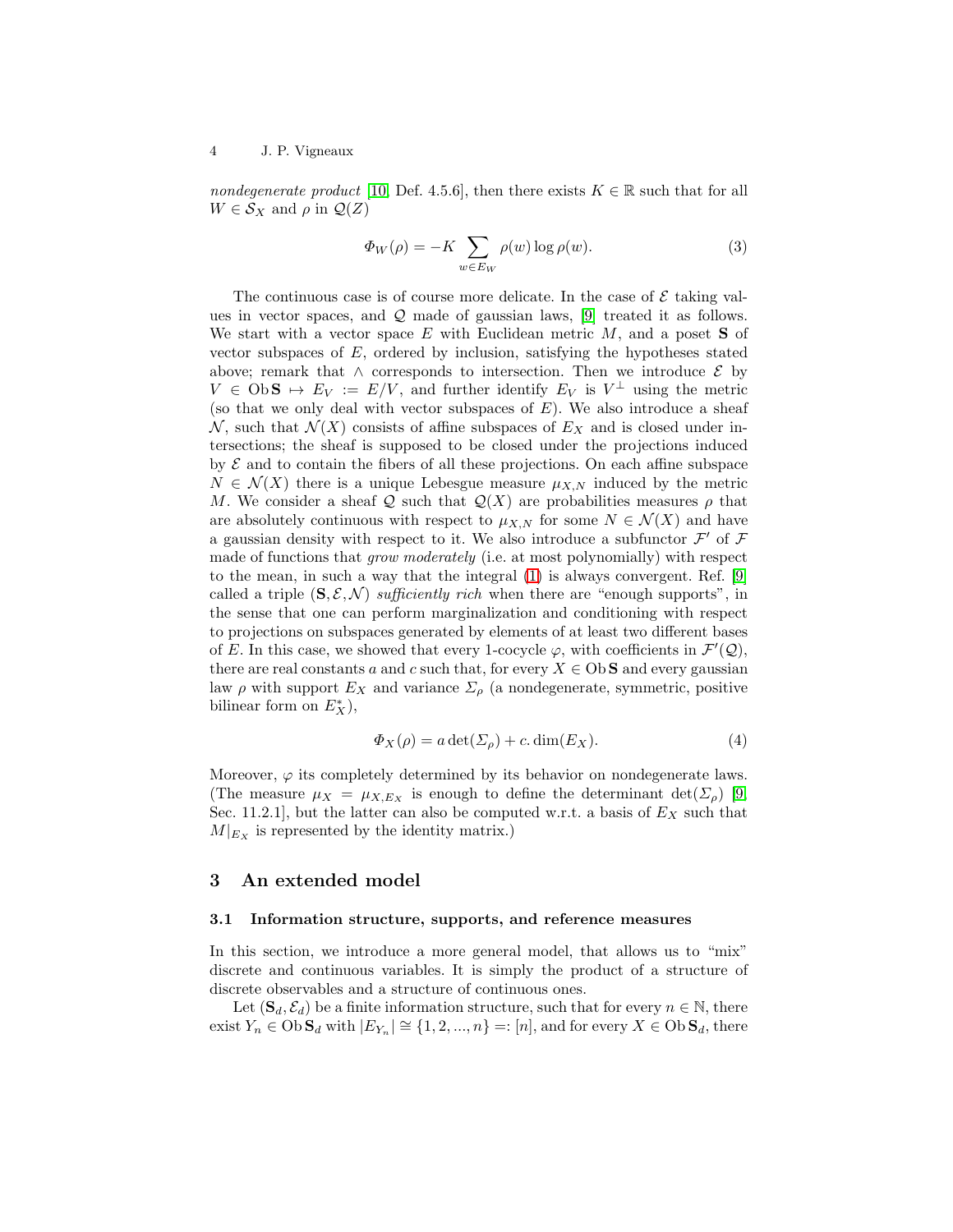*nondegenerate product* [10, Def. 4.5.6], then there exists $K \in \mathbb{R}$ such that for all $W \in \mathcal{S}_X$ and $\rho$ in $\mathcal{Q}(Z)$

$$\Phi_W(\rho) = -K \sum_{w \in E_W} \rho(w) \log \rho(w). \tag{3}$$

The continuous case is of course more delicate. In the case of $\mathcal{E}$ taking values in vector spaces, and $\mathcal{Q}$ made of gaussian laws, [9] treated it as follows. We start with a vector space $E$ with Euclidean metric $M$, and a poset $\mathbf{S}$ of vector subspaces of $E$, ordered by inclusion, satisfying the hypotheses stated above; remark that $\wedge$ corresponds to intersection. Then we introduce $\mathcal{E}$ by $V \in \operatorname{Ob}\mathbf{S} \mapsto E_V := E/V$, and further identify $E_V$ is $V^\perp$ using the metric (so that we only deal with vector subspaces of $E$). We also introduce a sheaf $\mathcal{N}$, such that $\mathcal{N}(X)$ consists of affine subspaces of $E_X$ and is closed under intersections; the sheaf is supposed to be closed under the projections induced by $\mathcal{E}$ and to contain the fibers of all these projections. On each affine subspace $N \in \mathcal{N}(X)$ there is a unique Lebesgue measure $\mu_{X,N}$ induced by the metric $M$. We consider a sheaf $\mathcal{Q}$ such that $\mathcal{Q}(X)$ are probabilities measures $\rho$ that are absolutely continuous with respect to $\mu_{X,N}$ for some $N \in \mathcal{N}(X)$ and have a gaussian density with respect to it. We also introduce a subfunctor $\mathcal{F}'$ of $\mathcal{F}$ made of functions that *grow moderately* (i.e. at most polynomially) with respect to the mean, in such a way that the integral (1) is always convergent. Ref. [9] called a triple $(\mathbf{S}, \mathcal{E}, \mathcal{N})$ *sufficiently rich* when there are "enough supports", in the sense that one can perform marginalization and conditioning with respect to projections on subspaces generated by elements of at least two different bases of $E$. In this case, we showed that every 1-cocycle $\varphi$, with coefficients in $\mathcal{F}'(\mathcal{Q})$, there are real constants $a$ and $c$ such that, for every $X \in \operatorname{Ob}\mathbf{S}$ and every gaussian law $\rho$ with support $E_X$ and variance $\Sigma_\rho$ (a nondegenerate, symmetric, positive bilinear form on $E_X^*$),

$$\Phi_X(\rho) = a \det(\Sigma_\rho) + c. \dim(E_X). \tag{4}$$

Moreover, $\varphi$ its completely determined by its behavior on nondegenerate laws. (The measure $\mu_X = \mu_{X,E_X}$ is enough to define the determinant $\det(\Sigma_\rho)$ [9, Sec. 11.2.1], but the latter can also be computed w.r.t. a basis of $E_X$ such that $M|_{E_X}$ is represented by the identity matrix.)

## 3 An extended model

### 3.1 Information structure, supports, and reference measures

In this section, we introduce a more general model, that allows us to "mix" discrete and continuous variables. It is simply the product of a structure of discrete observables and a structure of continuous ones.

Let $(\mathbf{S}_d, \mathcal{E}_d)$ be a finite information structure, such that for every $n \in \mathbb{N}$, there exist $Y_n \in \operatorname{Ob}\mathbf{S}_d$ with $|E_{Y_n}| \cong \{1, 2, ..., n\} =: [n]$, and for every $X \in \operatorname{Ob}\mathbf{S}_d$, there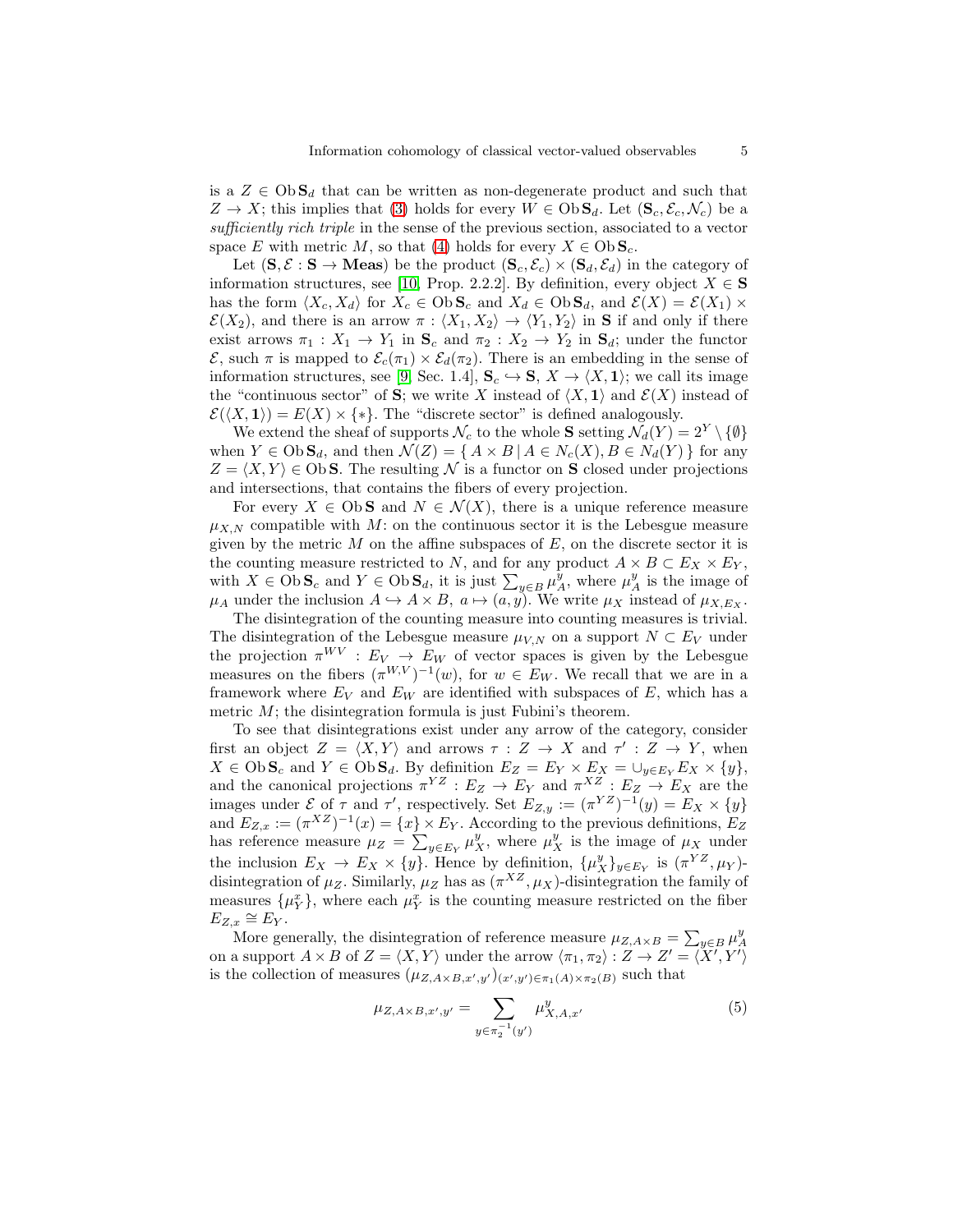is a $Z \in \mathrm{Ob}\, \mathbf{S}_d$ that can be written as non-degenerate product and such that $Z \to X$; this implies that (3) holds for every $W \in \mathrm{Ob}\, \mathbf{S}_d$. Let $(\mathbf{S}_c, \mathcal{E}_c, \mathcal{N}_c)$ be a *sufficiently rich triple* in the sense of the previous section, associated to a vector space $E$ with metric $M$, so that (4) holds for every $X \in \mathrm{Ob}\, \mathbf{S}_c$.

Let $(\mathbf{S}, \mathcal{E} : \mathbf{S} \to \mathbf{Meas})$ be the product $(\mathbf{S}_c, \mathcal{E}_c) \times (\mathbf{S}_d, \mathcal{E}_d)$ in the category of information structures, see [10, Prop. 2.2.2]. By definition, every object $X \in \mathbf{S}$ has the form $\langle X_c, X_d \rangle$ for $X_c \in \mathrm{Ob}\, \mathbf{S}_c$ and $X_d \in \mathrm{Ob}\, \mathbf{S}_d$, and $\mathcal{E}(X) = \mathcal{E}(X_1) \times \mathcal{E}(X_2)$, and there is an arrow $\pi : \langle X_1, X_2 \rangle \to \langle Y_1, Y_2 \rangle$ in $\mathbf{S}$ if and only if there exist arrows $\pi_1 : X_1 \to Y_1$ in $\mathbf{S}_c$ and $\pi_2 : X_2 \to Y_2$ in $\mathbf{S}_d$; under the functor $\mathcal{E}$, such $\pi$ is mapped to $\mathcal{E}_c(\pi_1) \times \mathcal{E}_d(\pi_2)$. There is an embedding in the sense of information structures, see [9, Sec. 1.4], $\mathbf{S}_c \hookrightarrow \mathbf{S}$, $X \to \langle X, \mathbf{1} \rangle$; we call its image the "continuous sector" of $\mathbf{S}$; we write $X$ instead of $\langle X, \mathbf{1} \rangle$ and $\mathcal{E}(X)$ instead of $\mathcal{E}(\langle X, \mathbf{1} \rangle) = E(X) \times \{*\}$. The "discrete sector" is defined analogously.

We extend the sheaf of supports $\mathcal{N}_c$ to the whole $\mathbf{S}$ setting $\mathcal{N}_d(Y) = 2^Y \setminus \{\emptyset\}$ when $Y \in \mathrm{Ob}\, \mathbf{S}_d$, and then $\mathcal{N}(Z) = \{\, A \times B \mid A \in N_c(X), B \in N_d(Y) \,\}$ for any $Z = \langle X, Y \rangle \in \mathrm{Ob}\, \mathbf{S}$. The resulting $\mathcal{N}$ is a functor on $\mathbf{S}$ closed under projections and intersections, that contains the fibers of every projection.

For every $X \in \mathrm{Ob}\, \mathbf{S}$ and $N \in \mathcal{N}(X)$, there is a unique reference measure $\mu_{X,N}$ compatible with $M$: on the continuous sector it is the Lebesgue measure given by the metric $M$ on the affine subspaces of $E$, on the discrete sector it is the counting measure restricted to $N$, and for any product $A \times B \subset E_X \times E_Y$, with $X \in \mathrm{Ob}\, \mathbf{S}_c$ and $Y \in \mathrm{Ob}\, \mathbf{S}_d$, it is just $\sum_{y \in B} \mu_A^y$, where $\mu_A^y$ is the image of $\mu_A$ under the inclusion $A \hookrightarrow A \times B$, $a \mapsto (a, y)$. We write $\mu_X$ instead of $\mu_{X, E_X}$.

The disintegration of the counting measure into counting measures is trivial. The disintegration of the Lebesgue measure $\mu_{V,N}$ on a support $N \subset E_V$ under the projection $\pi^{WV} : E_V \to E_W$ of vector spaces is given by the Lebesgue measures on the fibers $(\pi^{W,V})^{-1}(w)$, for $w \in E_W$. We recall that we are in a framework where $E_V$ and $E_W$ are identified with subspaces of $E$, which has a metric $M$; the disintegration formula is just Fubini's theorem.

To see that disintegrations exist under any arrow of the category, consider first an object $Z = \langle X, Y \rangle$ and arrows $\tau : Z \to X$ and $\tau' : Z \to Y$, when $X \in \mathrm{Ob}\, \mathbf{S}_c$ and $Y \in \mathrm{Ob}\, \mathbf{S}_d$. By definition $E_Z = E_Y \times E_X = \cup_{y \in E_Y} E_X \times \{y\}$, and the canonical projections $\pi^{YZ} : E_Z \to E_Y$ and $\pi^{XZ} : E_Z \to E_X$ are the images under $\mathcal{E}$ of $\tau$ and $\tau'$, respectively. Set $E_{Z,y} := (\pi^{YZ})^{-1}(y) = E_X \times \{y\}$ and $E_{Z,x} := (\pi^{XZ})^{-1}(x) = \{x\} \times E_Y$. According to the previous definitions, $E_Z$ has reference measure $\mu_Z = \sum_{y \in E_Y} \mu_X^y$, where $\mu_X^y$ is the image of $\mu_X$ under the inclusion $E_X \to E_X \times \{y\}$. Hence by definition, $\{\mu_X^y\}_{y \in E_Y}$ is $(\pi^{YZ}, \mu_Y)$-disintegration of $\mu_Z$. Similarly, $\mu_Z$ has as $(\pi^{XZ}, \mu_X)$-disintegration the family of measures $\{\mu_Y^x\}$, where each $\mu_Y^x$ is the counting measure restricted on the fiber $E_{Z,x} \cong E_Y$.

More generally, the disintegration of reference measure $\mu_{Z, A \times B} = \sum_{y \in B} \mu_A^y$ on a support $A \times B$ of $Z = \langle X, Y \rangle$ under the arrow $\langle \pi_1, \pi_2 \rangle : Z \to Z' = \langle X', Y' \rangle$ is the collection of measures $(\mu_{Z, A \times B, x', y'})_{(x', y') \in \pi_1(A) \times \pi_2(B)}$ such that

$$\mu_{Z, A \times B, x', y'} = \sum_{y \in \pi_2^{-1}(y')} \mu_{X, A, x'}^y \tag{5}$$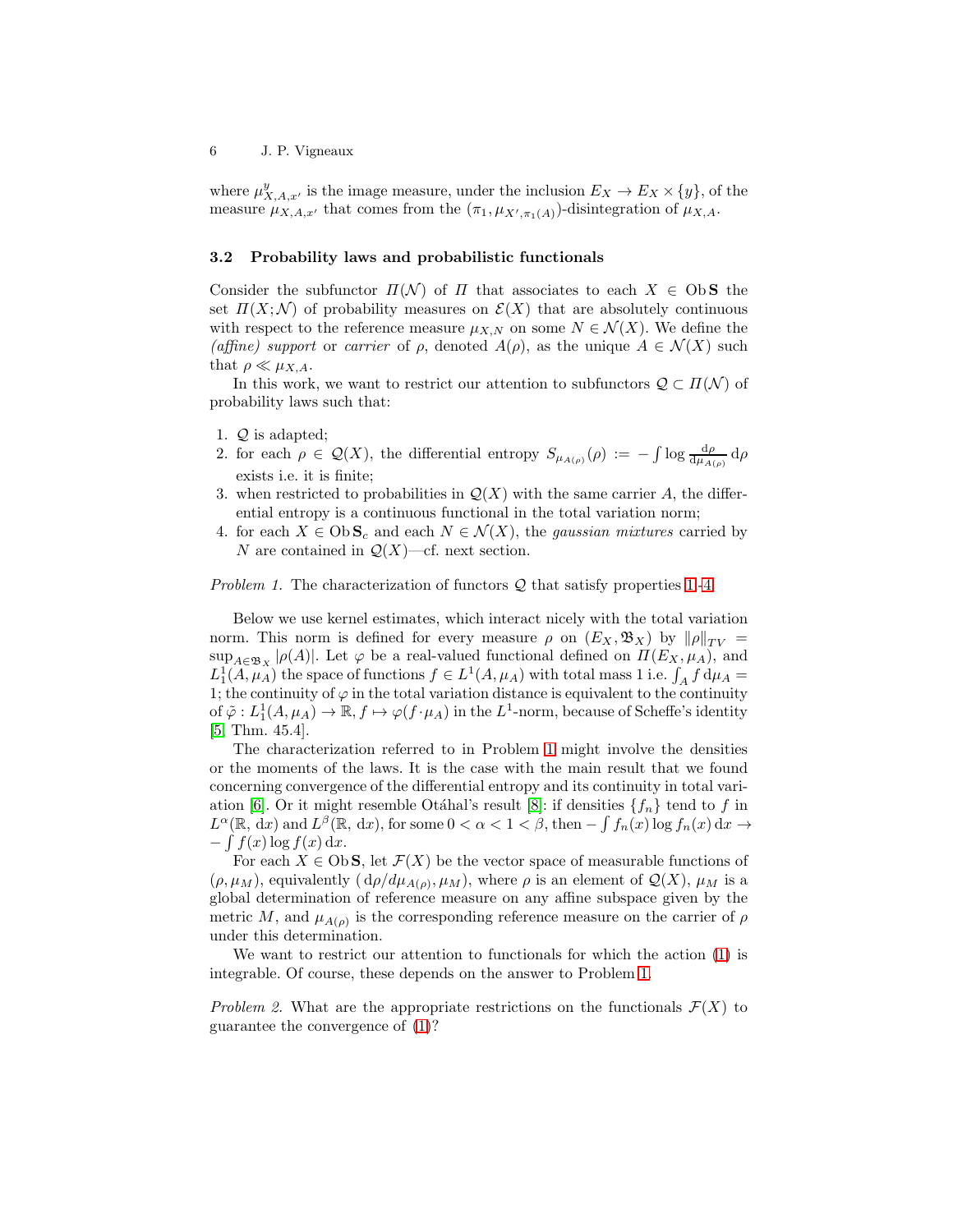where $\mu^y_{X,A,x'}$ is the image measure, under the inclusion $E_X \to E_X \times \{y\}$, of the measure $\mu_{X,A,x'}$ that comes from the $(\pi_1, \mu_{X',\pi_1(A)})$-disintegration of $\mu_{X,A}$.

### 3.2 Probability laws and probabilistic functionals

Consider the subfunctor $\Pi(\mathcal{N})$ of $\Pi$ that associates to each $X \in \mathrm{Ob}\,\mathbf{S}$ the set $\Pi(X;\mathcal{N})$ of probability measures on $\mathcal{E}(X)$ that are absolutely continuous with respect to the reference measure $\mu_{X,N}$ on some $N \in \mathcal{N}(X)$. We define the *(affine) support* or *carrier* of $\rho$, denoted $A(\rho)$, as the unique $A \in \mathcal{N}(X)$ such that $\rho \ll \mu_{X,A}$.

In this work, we want to restrict our attention to subfunctors $\mathcal{Q} \subset \Pi(\mathcal{N})$ of probability laws such that:

1. $\mathcal{Q}$ is adapted;
2. for each $\rho \in \mathcal{Q}(X)$, the differential entropy $S_{\mu_{A(\rho)}}(\rho) := -\int \log \frac{\mathrm{d}\rho}{\mathrm{d}\mu_{A(\rho)}}\,\mathrm{d}\rho$ exists i.e. it is finite;
3. when restricted to probabilities in $\mathcal{Q}(X)$ with the same carrier $A$, the differential entropy is a continuous functional in the total variation norm;
4. for each $X \in \mathrm{Ob}\,\mathbf{S}_c$ and each $N \in \mathcal{N}(X)$, the *gaussian mixtures* carried by $N$ are contained in $\mathcal{Q}(X)$—cf. next section.

*Problem 1.* The characterization of functors $\mathcal{Q}$ that satisfy properties 1–4.

Below we use kernel estimates, which interact nicely with the total variation norm. This norm is defined for every measure $\rho$ on $(E_X, \mathfrak{B}_X)$ by $\|\rho\|_{TV} = \sup_{A\in\mathfrak{B}_X} |\rho(A)|$. Let $\varphi$ be a real-valued functional defined on $\Pi(E_X, \mu_A)$, and $L^1_1(A, \mu_A)$ the space of functions $f \in L^1(A, \mu_A)$ with total mass 1 i.e. $\int_A f\,\mathrm{d}\mu_A = 1$; the continuity of $\varphi$ in the total variation distance is equivalent to the continuity of $\tilde{\varphi} : L^1_1(A, \mu_A) \to \mathbb{R}, f \mapsto \varphi(f \cdot \mu_A)$ in the $L^1$-norm, because of Scheffe's identity [5, Thm. 45.4].

The characterization referred to in Problem 1 might involve the densities or the moments of the laws. It is the case with the main result that we found concerning convergence of the differential entropy and its continuity in total variation [6]. Or it might resemble Otáhal's result [8]: if densities $\{f_n\}$ tend to $f$ in $L^\alpha(\mathbb{R}, \mathrm{d}x)$ and $L^\beta(\mathbb{R}, \mathrm{d}x)$, for some $0 < \alpha < 1 < \beta$, then $-\int f_n(x)\log f_n(x)\,\mathrm{d}x \to -\int f(x)\log f(x)\,\mathrm{d}x$.

For each $X \in \mathrm{Ob}\,\mathbf{S}$, let $\mathcal{F}(X)$ be the vector space of measurable functions of $(\rho, \mu_M)$, equivalently $(\mathrm{d}\rho/d\mu_{A(\rho)}, \mu_M)$, where $\rho$ is an element of $\mathcal{Q}(X)$, $\mu_M$ is a global determination of reference measure on any affine subspace given by the metric $M$, and $\mu_{A(\rho)}$ is the corresponding reference measure on the carrier of $\rho$ under this determination.

We want to restrict our attention to functionals for which the action (1) is integrable. Of course, these depends on the answer to Problem 1.

*Problem 2.* What are the appropriate restrictions on the functionals $\mathcal{F}(X)$ to guarantee the convergence of (1)?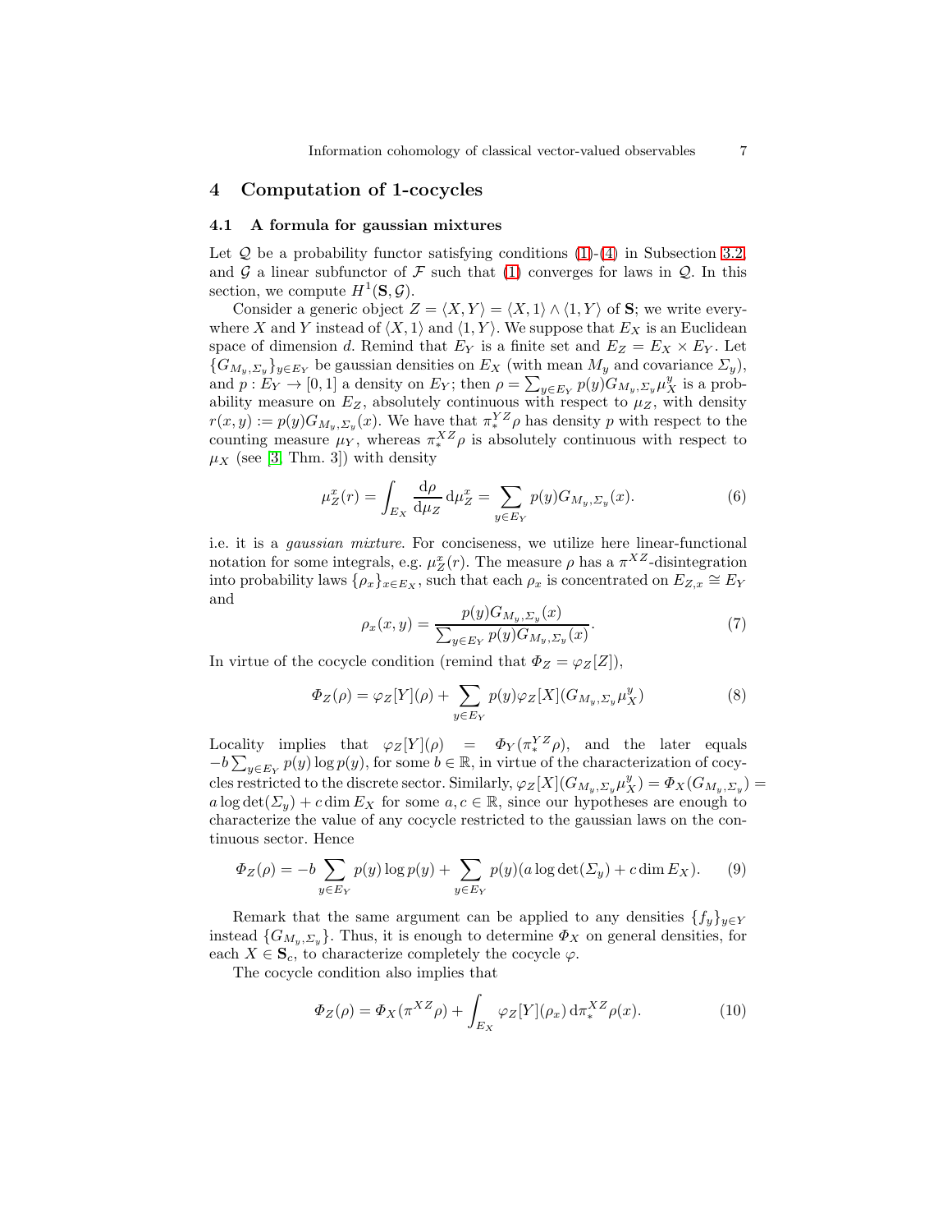## 4 Computation of 1-cocycles

### 4.1 A formula for gaussian mixtures

Let $\mathcal{Q}$ be a probability functor satisfying conditions (1)-(4) in Subsection 3.2, and $\mathcal{G}$ a linear subfunctor of $\mathcal{F}$ such that (1) converges for laws in $\mathcal{Q}$. In this section, we compute $H^1(\mathbf{S}, \mathcal{G})$.

Consider a generic object $Z = \langle X, Y \rangle = \langle X, 1 \rangle \wedge \langle 1, Y \rangle$ of $\mathbf{S}$; we write everywhere $X$ and $Y$ instead of $\langle X, 1 \rangle$ and $\langle 1, Y \rangle$. We suppose that $E_X$ is an Euclidean space of dimension $d$. Remind that $E_Y$ is a finite set and $E_Z = E_X \times E_Y$. Let $\{G_{M_y, \Sigma_y}\}_{y \in E_Y}$ be gaussian densities on $E_X$ (with mean $M_y$ and covariance $\Sigma_y$), and $p : E_Y \to [0, 1]$ a density on $E_Y$; then $\rho = \sum_{y \in E_Y} p(y) G_{M_y, \Sigma_y} \mu_X^y$ is a probability measure on $E_Z$, absolutely continuous with respect to $\mu_Z$, with density $r(x, y) := p(y) G_{M_y, \Sigma_y}(x)$. We have that $\pi_*^{YZ}\rho$ has density $p$ with respect to the counting measure $\mu_Y$, whereas $\pi_*^{XZ}\rho$ is absolutely continuous with respect to $\mu_X$ (see [3, Thm. 3]) with density

$$\mu_Z^x(r) = \int_{E_X} \frac{\mathrm{d}\rho}{\mathrm{d}\mu_Z} \,\mathrm{d}\mu_Z^x = \sum_{y \in E_Y} p(y) G_{M_y, \Sigma_y}(x). \tag{6}$$

i.e. it is a *gaussian mixture*. For conciseness, we utilize here linear-functional notation for some integrals, e.g. $\mu_Z^x(r)$. The measure $\rho$ has a $\pi^{XZ}$-disintegration into probability laws $\{\rho_x\}_{x \in E_X}$, such that each $\rho_x$ is concentrated on $E_{Z,x} \cong E_Y$ and

$$\rho_x(x, y) = \frac{p(y) G_{M_y, \Sigma_y}(x)}{\sum_{y \in E_Y} p(y) G_{M_y, \Sigma_y}(x)}. \tag{7}$$

In virtue of the cocycle condition (remind that $\Phi_Z = \varphi_Z[Z]$),

$$\Phi_Z(\rho) = \varphi_Z[Y](\rho) + \sum_{y \in E_Y} p(y) \varphi_Z[X](G_{M_y, \Sigma_y} \mu_X^y) \tag{8}$$

Locality implies that $\varphi_Z[Y](\rho) = \Phi_Y(\pi_*^{YZ}\rho)$, and the later equals $-b \sum_{y \in E_Y} p(y) \log p(y)$, for some $b \in \mathbb{R}$, in virtue of the characterization of cocycles restricted to the discrete sector. Similarly, $\varphi_Z[X](G_{M_y, \Sigma_y} \mu_X^y) = \Phi_X(G_{M_y, \Sigma_y}) = a \log \det(\Sigma_y) + c \dim E_X$ for some $a, c \in \mathbb{R}$, since our hypotheses are enough to characterize the value of any cocycle restricted to the gaussian laws on the continuous sector. Hence

$$\Phi_Z(\rho) = -b \sum_{y \in E_Y} p(y) \log p(y) + \sum_{y \in E_Y} p(y)(a \log \det(\Sigma_y) + c \dim E_X). \tag{9}$$

Remark that the same argument can be applied to any densities $\{f_y\}_{y \in Y}$ instead $\{G_{M_y, \Sigma_y}\}$. Thus, it is enough to determine $\Phi_X$ on general densities, for each $X \in \mathbf{S}_c$, to characterize completely the cocycle $\varphi$.

The cocycle condition also implies that

$$\Phi_Z(\rho) = \Phi_X(\pi^{XZ}\rho) + \int_{E_X} \varphi_Z[Y](\rho_x) \,\mathrm{d}\pi_*^{XZ}\rho(x). \tag{10}$$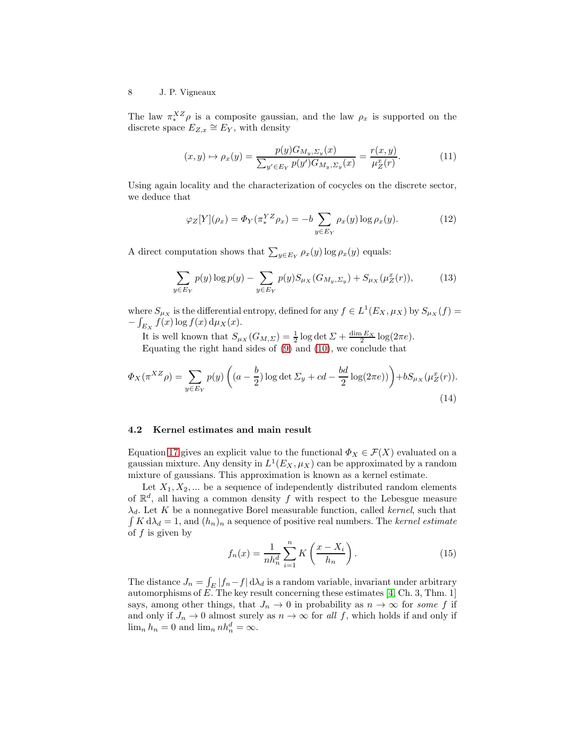The law $\pi_*^{XZ}\rho$ is a composite gaussian, and the law $\rho_x$ is supported on the discrete space $E_{Z,x} \cong E_Y$, with density

$$(x,y) \mapsto \rho_x(y) = \frac{p(y) G_{M_y,\Sigma_y}(x)}{\sum_{y' \in E_Y} p(y') G_{M_y,\Sigma_y}(x)} = \frac{r(x,y)}{\mu_Z^x(r)}. \tag{11}$$

Using again locality and the characterization of cocycles on the discrete sector, we deduce that

$$\varphi_Z[Y](\rho_x) = \Phi_Y(\pi_*^{YZ}\rho_x) = -b \sum_{y \in E_Y} \rho_x(y) \log \rho_x(y). \tag{12}$$

A direct computation shows that $\sum_{y \in E_Y} \rho_x(y) \log \rho_x(y)$ equals:

$$\sum_{y \in E_Y} p(y) \log p(y) - \sum_{y \in E_Y} p(y) S_{\mu_X}(G_{M_y,\Sigma_y}) + S_{\mu_X}(\mu_Z^x(r)), \tag{13}$$

where $S_{\mu_X}$ is the differential entropy, defined for any $f \in L^1(E_X, \mu_X)$ by $S_{\mu_X}(f) = -\int_{E_X} f(x) \log f(x) \, \mathrm{d}\mu_X(x)$.

It is well known that $S_{\mu_X}(G_{M,\Sigma}) = \frac{1}{2} \log \det \Sigma + \frac{\dim E_X}{2} \log(2\pi e)$.

Equating the right hand sides of (9) and (10), we conclude that

$$\Phi_X(\pi^{XZ}\rho) = \sum_{y \in E_Y} p(y) \left( (a - \frac{b}{2}) \log \det \Sigma_y + cd - \frac{bd}{2} \log(2\pi e) \right) + b S_{\mu_X}(\mu_Z^x(r)). \tag{14}$$

### 4.2 Kernel estimates and main result

Equation 17 gives an explicit value to the functional $\Phi_X \in \mathcal{F}(X)$ evaluated on a gaussian mixture. Any density in $L^1(E_X, \mu_X)$ can be approximated by a random mixture of gaussians. This approximation is known as a kernel estimate.

Let $X_1, X_2, \ldots$ be a sequence of independently distributed random elements of $\mathbb{R}^d$, all having a common density $f$ with respect to the Lebesgue measure $\lambda_d$. Let $K$ be a nonnegative Borel measurable function, called *kernel*, such that $\int K \, \mathrm{d}\lambda_d = 1$, and $(h_n)_n$ a sequence of positive real numbers. The *kernel estimate* of $f$ is given by

$$f_n(x) = \frac{1}{n h_n^d} \sum_{i=1}^n K\left( \frac{x - X_i}{h_n} \right). \tag{15}$$

The distance $J_n = \int_E |f_n - f| \, \mathrm{d}\lambda_d$ is a random variable, invariant under arbitrary automorphisms of $E$. The key result concerning these estimates [4, Ch. 3, Thm. 1] says, among other things, that $J_n \to 0$ in probability as $n \to \infty$ for *some* $f$ if and only if $J_n \to 0$ almost surely as $n \to \infty$ for *all* $f$, which holds if and only if $\lim_n h_n = 0$ and $\lim_n n h_n^d = \infty$.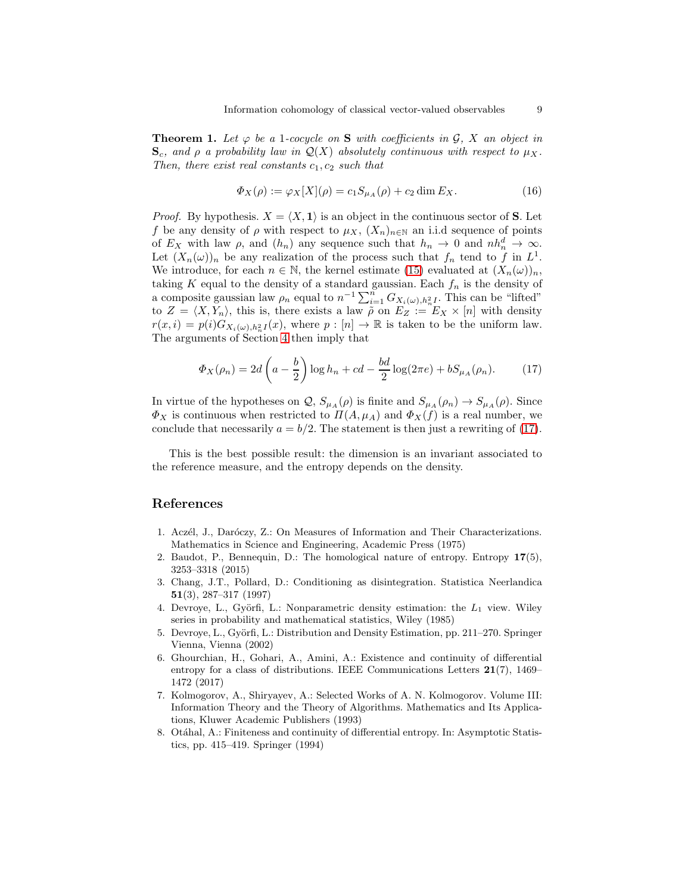**Theorem 1.** *Let $\varphi$ be a 1-cocycle on* $\mathbf{S}$ *with coefficients in* $\mathcal{G}$*,* $X$ *an object in* $\mathbf{S}_c$*, and* $\rho$ *a probability law in* $\mathcal{Q}(X)$ *absolutely continuous with respect to* $\mu_X$*. Then, there exist real constants* $c_1, c_2$ *such that*

$$\Phi_X(\rho) := \varphi_X[X](\rho) = c_1 S_{\mu_A}(\rho) + c_2 \dim E_X. \tag{16}$$

*Proof.* By hypothesis. $X = \langle X, \mathbf{1}\rangle$ is an object in the continuous sector of $\mathbf{S}$. Let $f$ be any density of $\rho$ with respect to $\mu_X$, $(X_n)_{n\in\mathbb{N}}$ an i.i.d sequence of points of $E_X$ with law $\rho$, and $(h_n)$ any sequence such that $h_n \to 0$ and $nh_n^d \to \infty$. Let $(X_n(\omega))_n$ be any realization of the process such that $f_n$ tend to $f$ in $L^1$. We introduce, for each $n \in \mathbb{N}$, the kernel estimate (15) evaluated at $(X_n(\omega))_n$, taking $K$ equal to the density of a standard gaussian. Each $f_n$ is the density of a composite gaussian law $\rho_n$ equal to $n^{-1}\sum_{i=1}^n G_{X_i(\omega),h_n^2 I}$. This can be "lifted" to $Z = \langle X, Y_n\rangle$, this is, there exists a law $\tilde{\rho}$ on $E_Z := E_X \times [n]$ with density $r(x,i) = p(i)G_{X_i(\omega),h_n^2 I}(x)$, where $p : [n] \to \mathbb{R}$ is taken to be the uniform law. The arguments of Section 4 then imply that

$$\Phi_X(\rho_n) = 2d\left(a - \frac{b}{2}\right)\log h_n + cd - \frac{bd}{2}\log(2\pi e) + bS_{\mu_A}(\rho_n). \tag{17}$$

In virtue of the hypotheses on $\mathcal{Q}$, $S_{\mu_A}(\rho)$ is finite and $S_{\mu_A}(\rho_n) \to S_{\mu_A}(\rho)$. Since $\Phi_X$ is continuous when restricted to $\Pi(A, \mu_A)$ and $\Phi_X(f)$ is a real number, we conclude that necessarily $a = b/2$. The statement is then just a rewriting of (17).

This is the best possible result: the dimension is an invariant associated to the reference measure, and the entropy depends on the density.

## References

1. Aczél, J., Daróczy, Z.: On Measures of Information and Their Characterizations. Mathematics in Science and Engineering, Academic Press (1975)
2. Baudot, P., Bennequin, D.: The homological nature of entropy. Entropy **17**(5), 3253–3318 (2015)
3. Chang, J.T., Pollard, D.: Conditioning as disintegration. Statistica Neerlandica **51**(3), 287–317 (1997)
4. Devroye, L., Györfi, L.: Nonparametric density estimation: the $L_1$ view. Wiley series in probability and mathematical statistics, Wiley (1985)
5. Devroye, L., Györfi, L.: Distribution and Density Estimation, pp. 211–270. Springer Vienna, Vienna (2002)
6. Ghourchian, H., Gohari, A., Amini, A.: Existence and continuity of differential entropy for a class of distributions. IEEE Communications Letters **21**(7), 1469–1472 (2017)
7. Kolmogorov, A., Shiryayev, A.: Selected Works of A. N. Kolmogorov. Volume III: Information Theory and the Theory of Algorithms. Mathematics and Its Applications, Kluwer Academic Publishers (1993)
8. Otáhal, A.: Finiteness and continuity of differential entropy. In: Asymptotic Statistics, pp. 415–419. Springer (1994)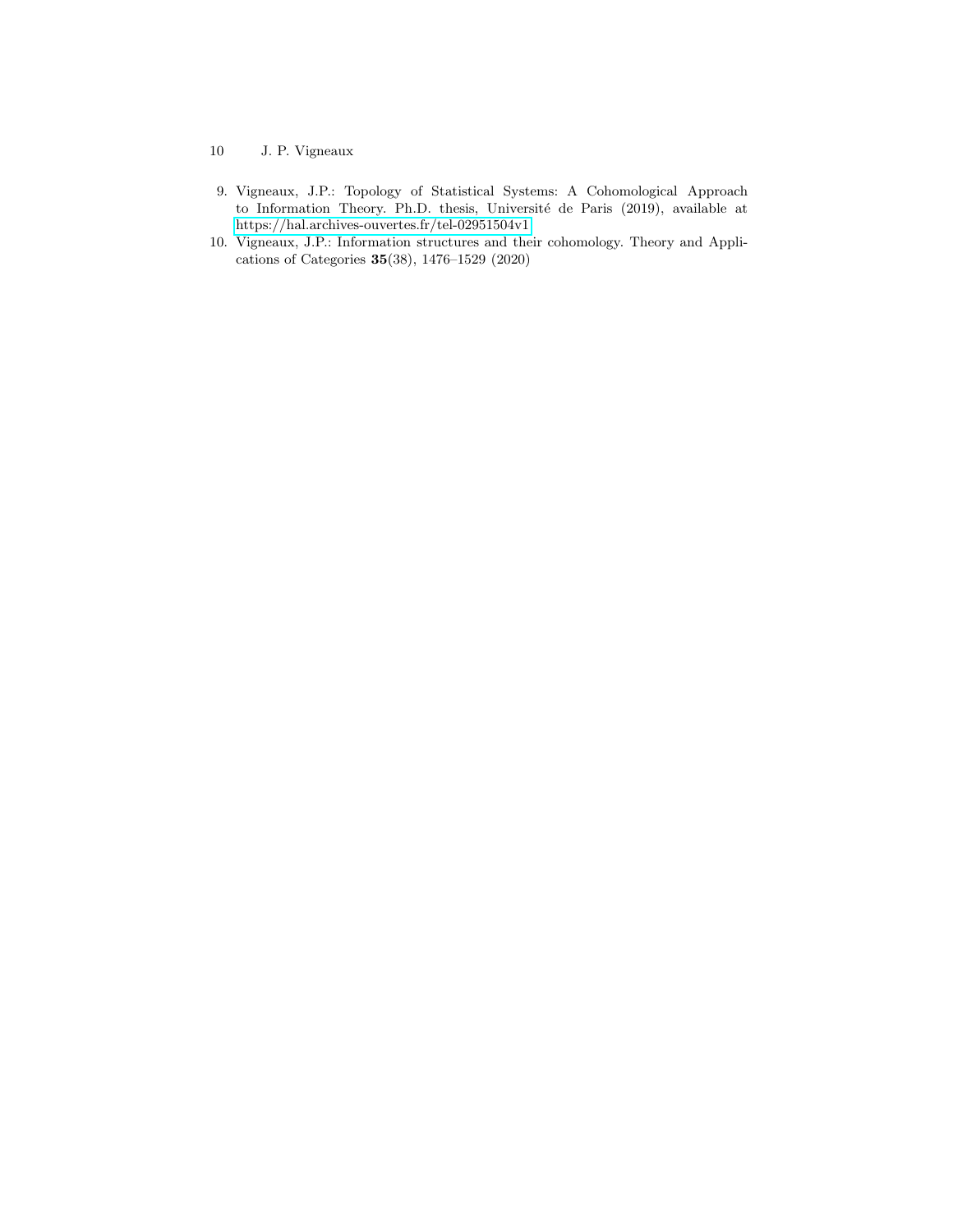9. Vigneaux, J.P.: Topology of Statistical Systems: A Cohomological Approach to Information Theory. Ph.D. thesis, Université de Paris (2019), available at https://hal.archives-ouvertes.fr/tel-02951504v1
10. Vigneaux, J.P.: Information structures and their cohomology. Theory and Applications of Categories **35**(38), 1476–1529 (2020)